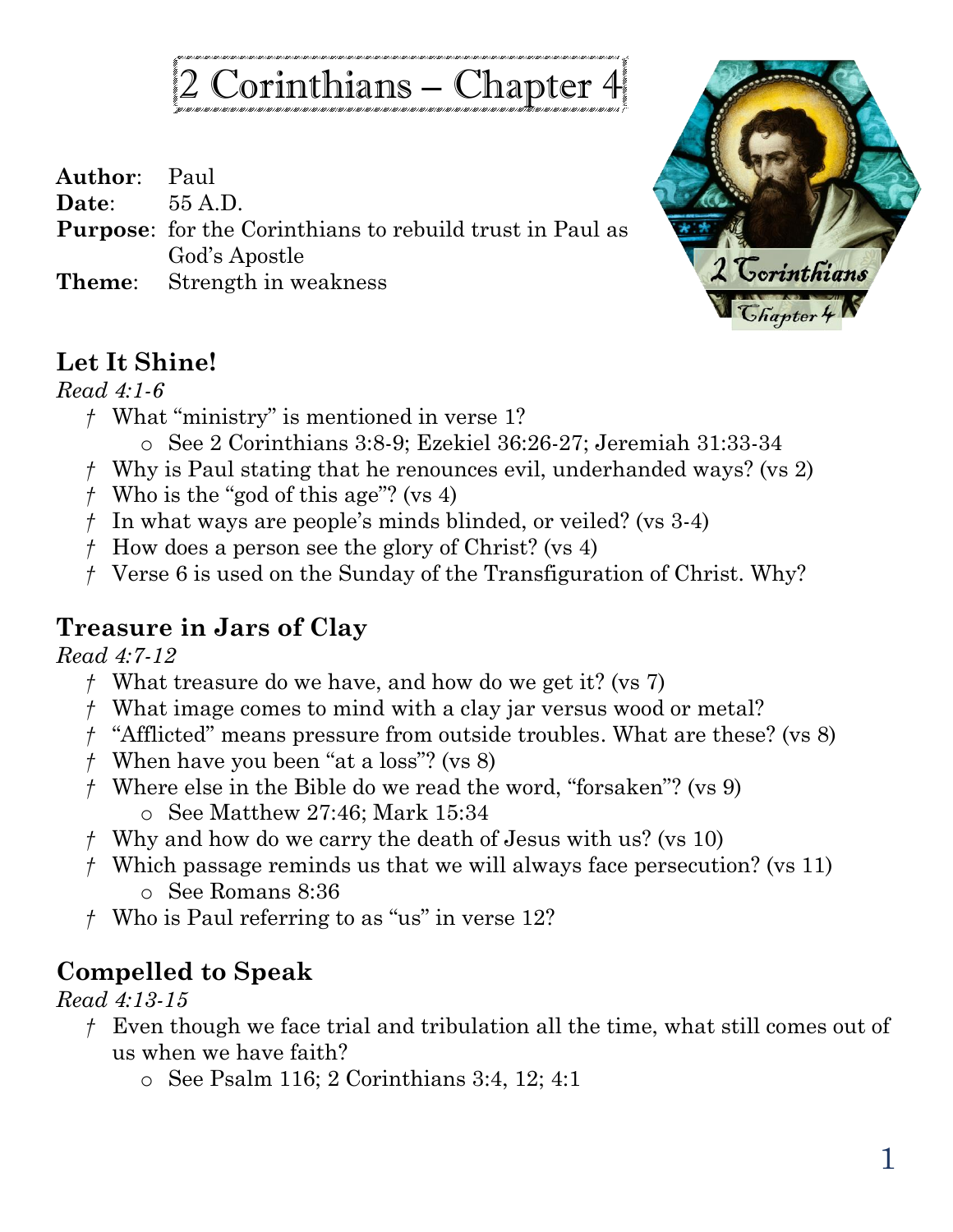# 2 Corinthians – Chapter 4

**Author**: Paul
**Date**: 55 A.D.
**Purpose**: for the Corinthians to rebuild trust in Paul as God's Apostle
**Theme**: Strength in weakness

## Let It Shine!

*Read 4:1-6*

- † What "ministry" is mentioned in verse 1?
  - See 2 Corinthians 3:8-9; Ezekiel 36:26-27; Jeremiah 31:33-34
- † Why is Paul stating that he renounces evil, underhanded ways? (vs 2)
- † Who is the "god of this age"? (vs 4)
- † In what ways are people's minds blinded, or veiled? (vs 3-4)
- † How does a person see the glory of Christ? (vs 4)
- † Verse 6 is used on the Sunday of the Transfiguration of Christ. Why?

## Treasure in Jars of Clay

*Read 4:7-12*

- † What treasure do we have, and how do we get it? (vs 7)
- † What image comes to mind with a clay jar versus wood or metal?
- † "Afflicted" means pressure from outside troubles. What are these? (vs 8)
- † When have you been "at a loss"? (vs 8)
- † Where else in the Bible do we read the word, "forsaken"? (vs 9)
  - See Matthew 27:46; Mark 15:34
- † Why and how do we carry the death of Jesus with us? (vs 10)
- † Which passage reminds us that we will always face persecution? (vs 11)
  - See Romans 8:36
- † Who is Paul referring to as "us" in verse 12?

## Compelled to Speak

*Read 4:13-15*

- † Even though we face trial and tribulation all the time, what still comes out of us when we have faith?
  - See Psalm 116; 2 Corinthians 3:4, 12; 4:1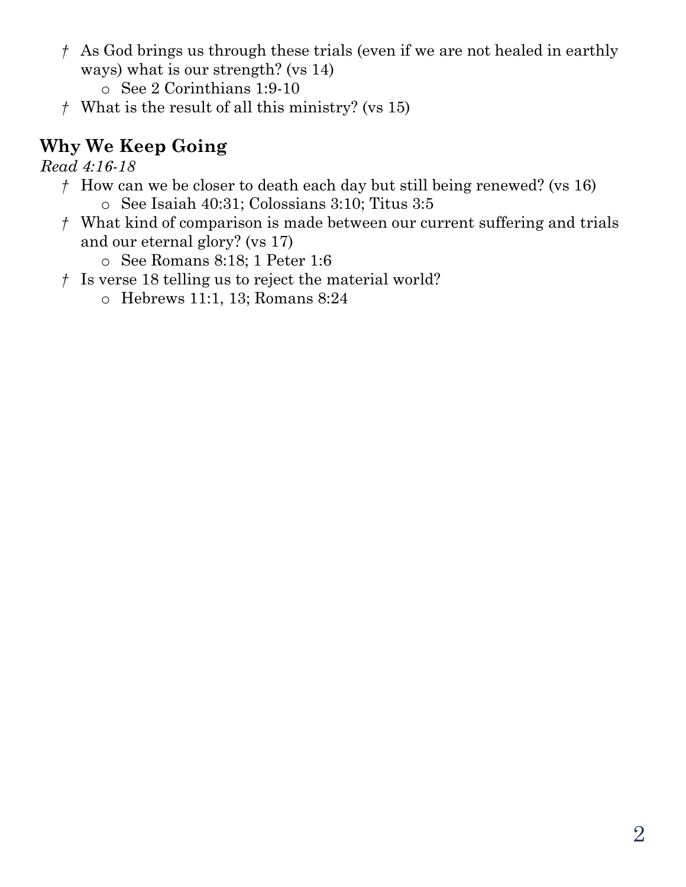- † As God brings us through these trials (even if we are not healed in earthly ways) what is our strength? (vs 14)
    - See 2 Corinthians 1:9-10
- † What is the result of all this ministry? (vs 15)

## Why We Keep Going

*Read 4:16-18*

- † How can we be closer to death each day but still being renewed? (vs 16)
    - See Isaiah 40:31; Colossians 3:10; Titus 3:5
- † What kind of comparison is made between our current suffering and trials and our eternal glory? (vs 17)
    - See Romans 8:18; 1 Peter 1:6
- † Is verse 18 telling us to reject the material world?
    - Hebrews 11:1, 13; Romans 8:24